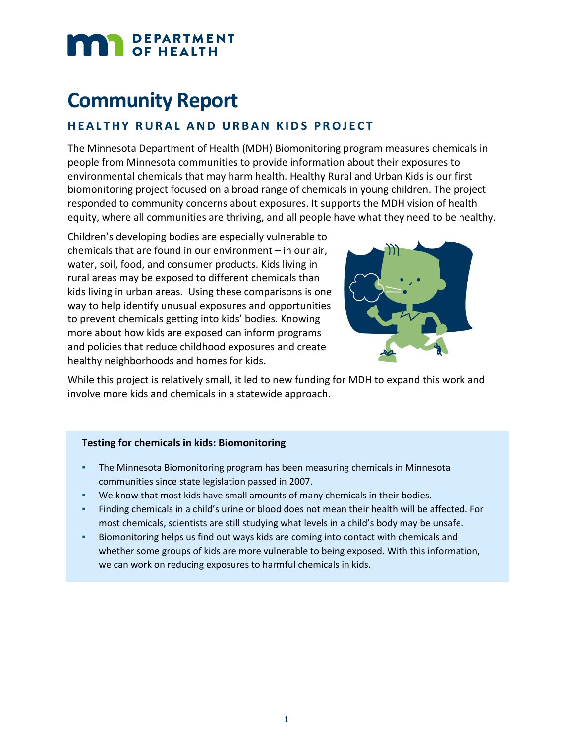DEPARTMENT OF HEALTH

# Community Report

## HEALTHY RURAL AND URBAN KIDS PROJECT

The Minnesota Department of Health (MDH) Biomonitoring program measures chemicals in people from Minnesota communities to provide information about their exposures to environmental chemicals that may harm health. Healthy Rural and Urban Kids is our first biomonitoring project focused on a broad range of chemicals in young children. The project responded to community concerns about exposures. It supports the MDH vision of health equity, where all communities are thriving, and all people have what they need to be healthy.

Children's developing bodies are especially vulnerable to chemicals that are found in our environment – in our air, water, soil, food, and consumer products. Kids living in rural areas may be exposed to different chemicals than kids living in urban areas. Using these comparisons is one way to help identify unusual exposures and opportunities to prevent chemicals getting into kids' bodies. Knowing more about how kids are exposed can inform programs and policies that reduce childhood exposures and create healthy neighborhoods and homes for kids.

While this project is relatively small, it led to new funding for MDH to expand this work and involve more kids and chemicals in a statewide approach.

**Testing for chemicals in kids: Biomonitoring**

- The Minnesota Biomonitoring program has been measuring chemicals in Minnesota communities since state legislation passed in 2007.
- We know that most kids have small amounts of many chemicals in their bodies.
- Finding chemicals in a child's urine or blood does not mean their health will be affected. For most chemicals, scientists are still studying what levels in a child's body may be unsafe.
- Biomonitoring helps us find out ways kids are coming into contact with chemicals and whether some groups of kids are more vulnerable to being exposed. With this information, we can work on reducing exposures to harmful chemicals in kids.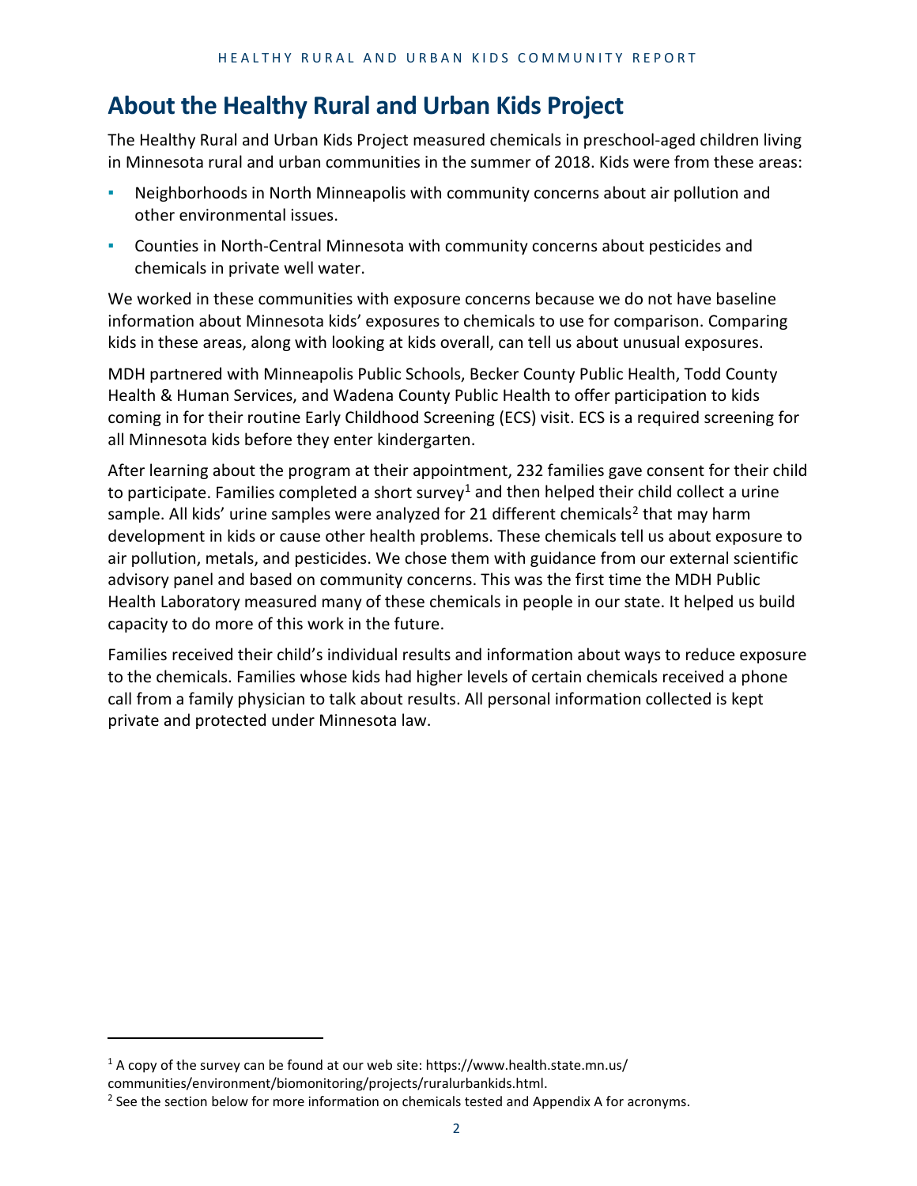## About the Healthy Rural and Urban Kids Project

The Healthy Rural and Urban Kids Project measured chemicals in preschool-aged children living in Minnesota rural and urban communities in the summer of 2018. Kids were from these areas:

- Neighborhoods in North Minneapolis with community concerns about air pollution and other environmental issues.
- Counties in North-Central Minnesota with community concerns about pesticides and chemicals in private well water.

We worked in these communities with exposure concerns because we do not have baseline information about Minnesota kids' exposures to chemicals to use for comparison. Comparing kids in these areas, along with looking at kids overall, can tell us about unusual exposures.

MDH partnered with Minneapolis Public Schools, Becker County Public Health, Todd County Health & Human Services, and Wadena County Public Health to offer participation to kids coming in for their routine Early Childhood Screening (ECS) visit. ECS is a required screening for all Minnesota kids before they enter kindergarten.

After learning about the program at their appointment, 232 families gave consent for their child to participate. Families completed a short survey[1] and then helped their child collect a urine sample. All kids' urine samples were analyzed for 21 different chemicals[2] that may harm development in kids or cause other health problems. These chemicals tell us about exposure to air pollution, metals, and pesticides. We chose them with guidance from our external scientific advisory panel and based on community concerns. This was the first time the MDH Public Health Laboratory measured many of these chemicals in people in our state. It helped us build capacity to do more of this work in the future.

Families received their child's individual results and information about ways to reduce exposure to the chemicals. Families whose kids had higher levels of certain chemicals received a phone call from a family physician to talk about results. All personal information collected is kept private and protected under Minnesota law.

---

[1] A copy of the survey can be found at our web site: https://www.health.state.mn.us/communities/environment/biomonitoring/projects/ruralurbankids.html.

[2] See the section below for more information on chemicals tested and Appendix A for acronyms.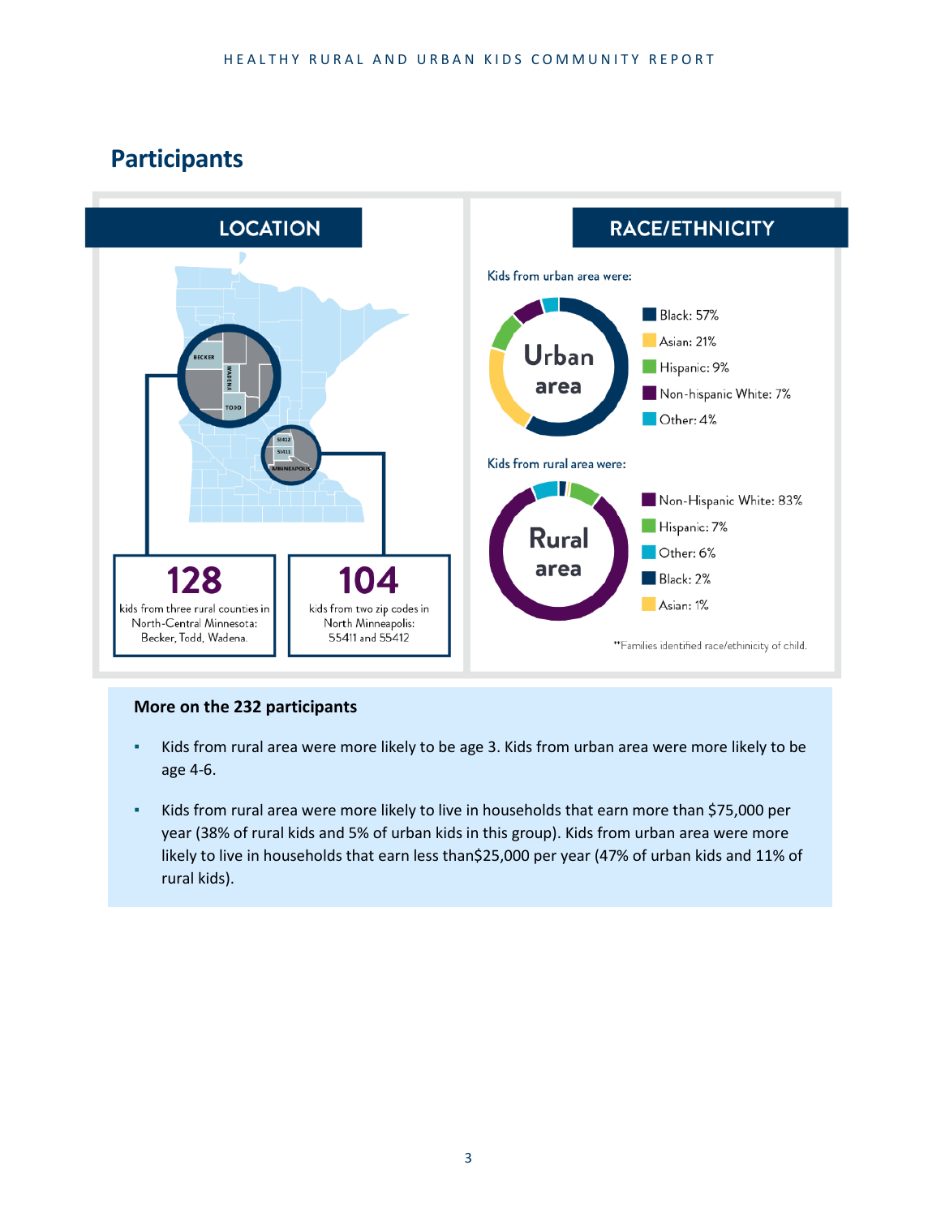## Participants

### LOCATION

**128**
kids from three rural counties in North-Central Minnesota: Becker, Todd, Wadena.

**104**
kids from two zip codes in North Minneapolis: 55411 and 55412

### RACE/ETHNICITY

Kids from urban area were:

- Black: 57%
- Asian: 21%
- Hispanic: 9%
- Non-hispanic White: 7%
- Other: 4%

Kids from rural area were:

- Non-Hispanic White: 83%
- Hispanic: 7%
- Other: 6%
- Black: 2%
- Asian: 1%

**Families identified race/ethinicity of child.

**More on the 232 participants**

- Kids from rural area were more likely to be age 3. Kids from urban area were more likely to be age 4-6.
- Kids from rural area were more likely to live in households that earn more than $75,000 per year (38% of rural kids and 5% of urban kids in this group). Kids from urban area were more likely to live in households that earn less than$25,000 per year (47% of urban kids and 11% of rural kids).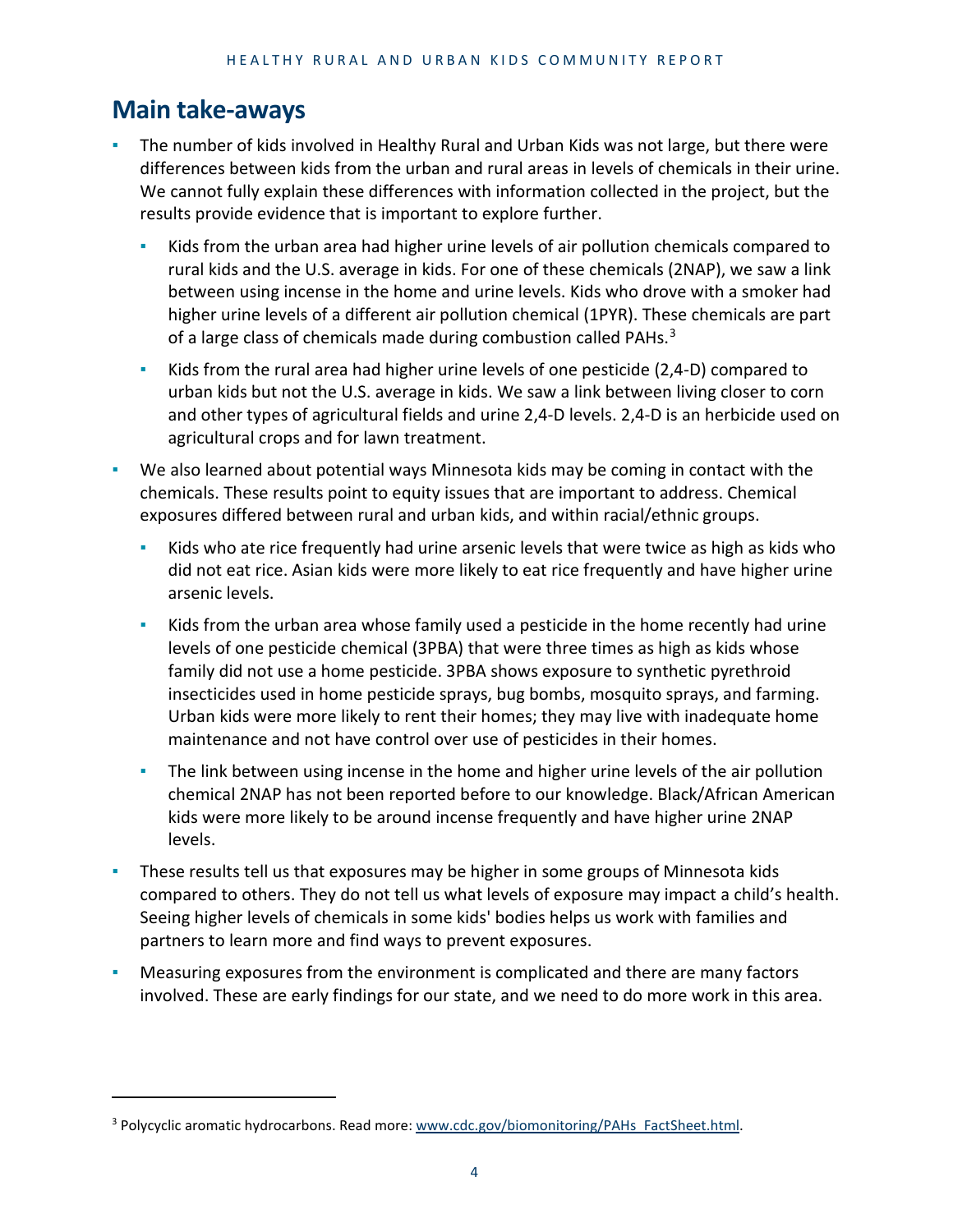## Main take-aways

- The number of kids involved in Healthy Rural and Urban Kids was not large, but there were differences between kids from the urban and rural areas in levels of chemicals in their urine. We cannot fully explain these differences with information collected in the project, but the results provide evidence that is important to explore further.
  - Kids from the urban area had higher urine levels of air pollution chemicals compared to rural kids and the U.S. average in kids. For one of these chemicals (2NAP), we saw a link between using incense in the home and urine levels. Kids who drove with a smoker had higher urine levels of a different air pollution chemical (1PYR). These chemicals are part of a large class of chemicals made during combustion called PAHs.[3]
  - Kids from the rural area had higher urine levels of one pesticide (2,4-D) compared to urban kids but not the U.S. average in kids. We saw a link between living closer to corn and other types of agricultural fields and urine 2,4-D levels. 2,4-D is an herbicide used on agricultural crops and for lawn treatment.
- We also learned about potential ways Minnesota kids may be coming in contact with the chemicals. These results point to equity issues that are important to address. Chemical exposures differed between rural and urban kids, and within racial/ethnic groups.
  - Kids who ate rice frequently had urine arsenic levels that were twice as high as kids who did not eat rice. Asian kids were more likely to eat rice frequently and have higher urine arsenic levels.
  - Kids from the urban area whose family used a pesticide in the home recently had urine levels of one pesticide chemical (3PBA) that were three times as high as kids whose family did not use a home pesticide. 3PBA shows exposure to synthetic pyrethroid insecticides used in home pesticide sprays, bug bombs, mosquito sprays, and farming. Urban kids were more likely to rent their homes; they may live with inadequate home maintenance and not have control over use of pesticides in their homes.
  - The link between using incense in the home and higher urine levels of the air pollution chemical 2NAP has not been reported before to our knowledge. Black/African American kids were more likely to be around incense frequently and have higher urine 2NAP levels.
- These results tell us that exposures may be higher in some groups of Minnesota kids compared to others. They do not tell us what levels of exposure may impact a child's health. Seeing higher levels of chemicals in some kids' bodies helps us work with families and partners to learn more and find ways to prevent exposures.
- Measuring exposures from the environment is complicated and there are many factors involved. These are early findings for our state, and we need to do more work in this area.

---

[3] Polycyclic aromatic hydrocarbons. Read more: www.cdc.gov/biomonitoring/PAHs_FactSheet.html.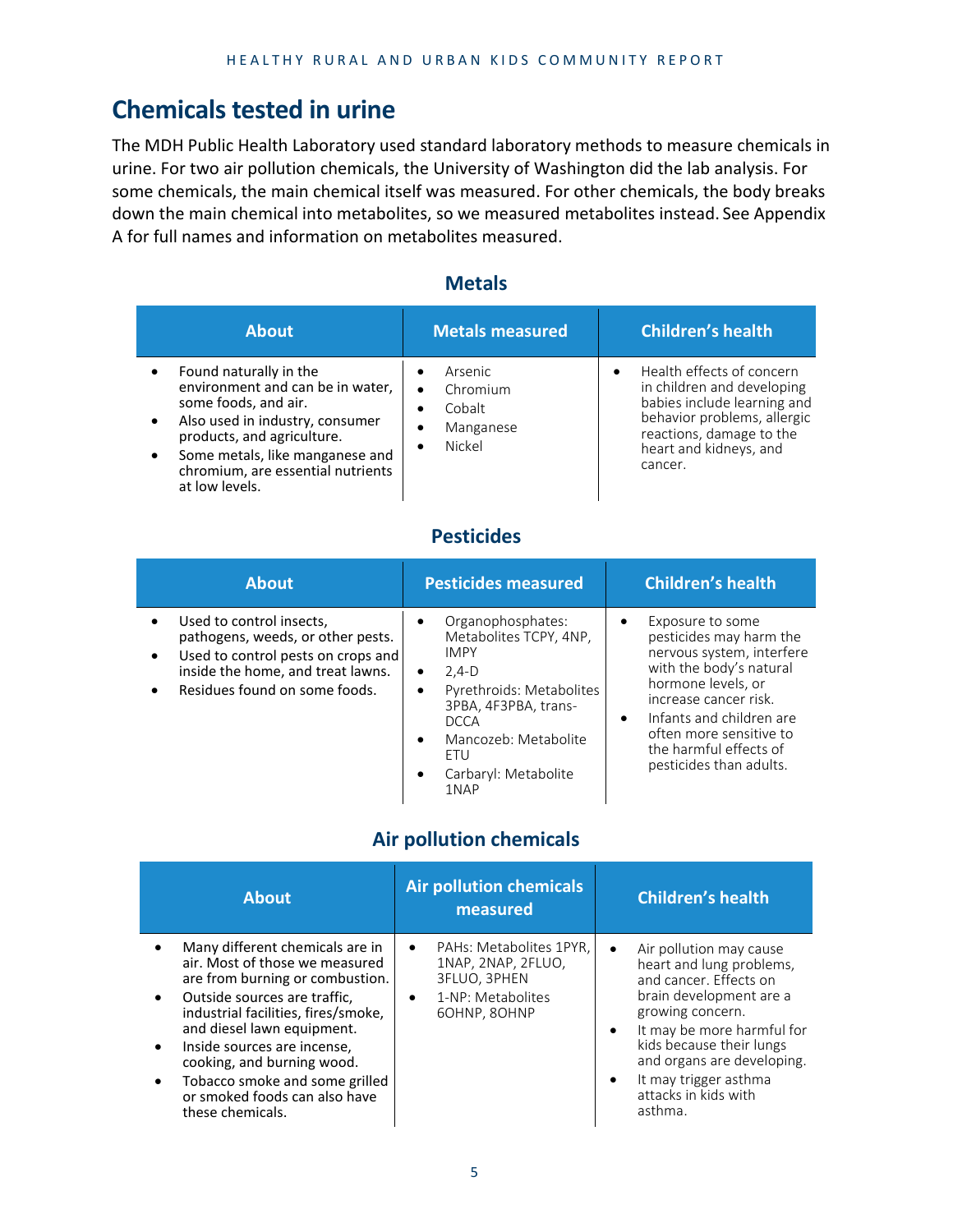# Chemicals tested in urine

The MDH Public Health Laboratory used standard laboratory methods to measure chemicals in urine. For two air pollution chemicals, the University of Washington did the lab analysis. For some chemicals, the main chemical itself was measured. For other chemicals, the body breaks down the main chemical into metabolites, so we measured metabolites instead. See Appendix A for full names and information on metabolites measured.

## Metals

| About | Metals measured | Children's health |
|---|---|---|
| • Found naturally in the environment and can be in water, some foods, and air.<br>• Also used in industry, consumer products, and agriculture.<br>• Some metals, like manganese and chromium, are essential nutrients at low levels. | • Arsenic<br>• Chromium<br>• Cobalt<br>• Manganese<br>• Nickel | • Health effects of concern in children and developing babies include learning and behavior problems, allergic reactions, damage to the heart and kidneys, and cancer. |

## Pesticides

| About | Pesticides measured | Children's health |
|---|---|---|
| • Used to control insects, pathogens, weeds, or other pests.<br>• Used to control pests on crops and inside the home, and treat lawns.<br>• Residues found on some foods. | • Organophosphates: Metabolites TCPY, 4NP, IMPY<br>• 2,4-D<br>• Pyrethroids: Metabolites 3PBA, 4F3PBA, trans-DCCA<br>• Mancozeb: Metabolite ETU<br>• Carbaryl: Metabolite 1NAP | • Exposure to some pesticides may harm the nervous system, interfere with the body's natural hormone levels, or increase cancer risk.<br>• Infants and children are often more sensitive to the harmful effects of pesticides than adults. |

## Air pollution chemicals

| About | Air pollution chemicals measured | Children's health |
|---|---|---|
| • Many different chemicals are in air. Most of those we measured are from burning or combustion.<br>• Outside sources are traffic, industrial facilities, fires/smoke, and diesel lawn equipment.<br>• Inside sources are incense, cooking, and burning wood.<br>• Tobacco smoke and some grilled or smoked foods can also have these chemicals. | • PAHs: Metabolites 1PYR, 1NAP, 2NAP, 2FLUO, 3FLUO, 3PHEN<br>• 1-NP: Metabolites 6OHNP, 8OHNP | • Air pollution may cause heart and lung problems, and cancer. Effects on brain development are a growing concern.<br>• It may be more harmful for kids because their lungs and organs are developing.<br>• It may trigger asthma attacks in kids with asthma. |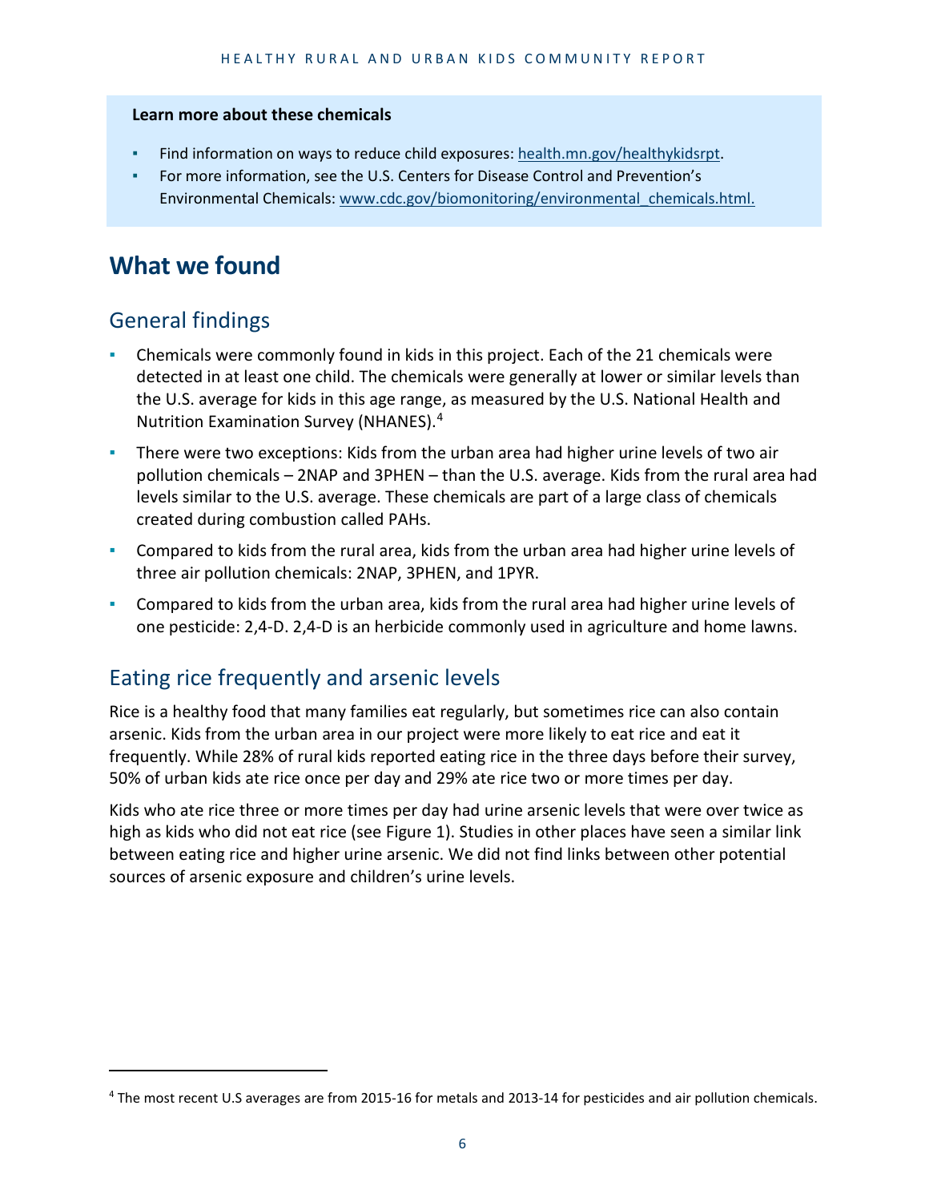**Learn more about these chemicals**

- Find information on ways to reduce child exposures: health.mn.gov/healthykidsrpt.
- For more information, see the U.S. Centers for Disease Control and Prevention's Environmental Chemicals: www.cdc.gov/biomonitoring/environmental_chemicals.html.

# What we found

## General findings

- Chemicals were commonly found in kids in this project. Each of the 21 chemicals were detected in at least one child. The chemicals were generally at lower or similar levels than the U.S. average for kids in this age range, as measured by the U.S. National Health and Nutrition Examination Survey (NHANES).[4]
- There were two exceptions: Kids from the urban area had higher urine levels of two air pollution chemicals – 2NAP and 3PHEN – than the U.S. average. Kids from the rural area had levels similar to the U.S. average. These chemicals are part of a large class of chemicals created during combustion called PAHs.
- Compared to kids from the rural area, kids from the urban area had higher urine levels of three air pollution chemicals: 2NAP, 3PHEN, and 1PYR.
- Compared to kids from the urban area, kids from the rural area had higher urine levels of one pesticide: 2,4-D. 2,4-D is an herbicide commonly used in agriculture and home lawns.

## Eating rice frequently and arsenic levels

Rice is a healthy food that many families eat regularly, but sometimes rice can also contain arsenic. Kids from the urban area in our project were more likely to eat rice and eat it frequently. While 28% of rural kids reported eating rice in the three days before their survey, 50% of urban kids ate rice once per day and 29% ate rice two or more times per day.

Kids who ate rice three or more times per day had urine arsenic levels that were over twice as high as kids who did not eat rice (see Figure 1). Studies in other places have seen a similar link between eating rice and higher urine arsenic. We did not find links between other potential sources of arsenic exposure and children's urine levels.

[4] The most recent U.S averages are from 2015-16 for metals and 2013-14 for pesticides and air pollution chemicals.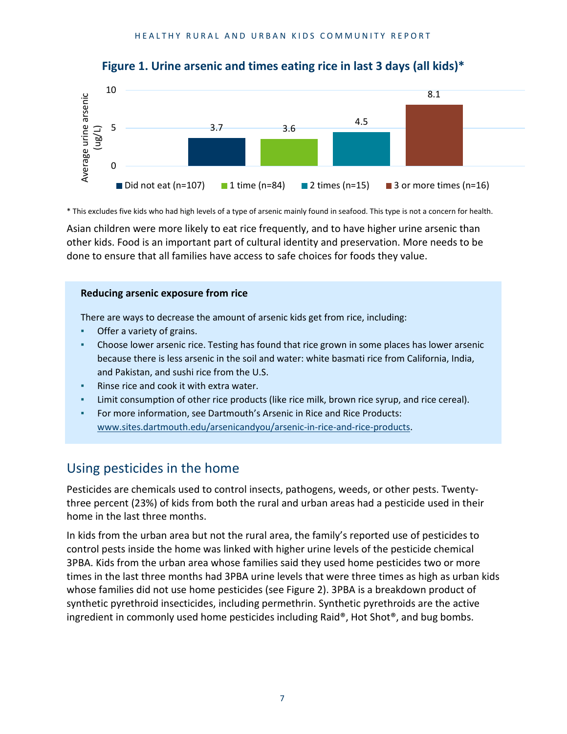**Figure 1. Urine arsenic and times eating rice in last 3 days (all kids)***

| Times eating rice in last 3 days | Average urine arsenic (ug/L) |
|---|---|
| Did not eat (n=107) | 3.7 |
| 1 time (n=84) | 3.6 |
| 2 times (n=15) | 4.5 |
| 3 or more times (n=16) | 8.1 |

* This excludes five kids who had high levels of a type of arsenic mainly found in seafood. This type is not a concern for health.

Asian children were more likely to eat rice frequently, and to have higher urine arsenic than other kids. Food is an important part of cultural identity and preservation. More needs to be done to ensure that all families have access to safe choices for foods they value.

**Reducing arsenic exposure from rice**

There are ways to decrease the amount of arsenic kids get from rice, including:

- Offer a variety of grains.
- Choose lower arsenic rice. Testing has found that rice grown in some places has lower arsenic because there is less arsenic in the soil and water: white basmati rice from California, India, and Pakistan, and sushi rice from the U.S.
- Rinse rice and cook it with extra water.
- Limit consumption of other rice products (like rice milk, brown rice syrup, and rice cereal).
- For more information, see Dartmouth's Arsenic in Rice and Rice Products: www.sites.dartmouth.edu/arsenicandyou/arsenic-in-rice-and-rice-products.

## Using pesticides in the home

Pesticides are chemicals used to control insects, pathogens, weeds, or other pests. Twenty-three percent (23%) of kids from both the rural and urban areas had a pesticide used in their home in the last three months.

In kids from the urban area but not the rural area, the family's reported use of pesticides to control pests inside the home was linked with higher urine levels of the pesticide chemical 3PBA. Kids from the urban area whose families said they used home pesticides two or more times in the last three months had 3PBA urine levels that were three times as high as urban kids whose families did not use home pesticides (see Figure 2). 3PBA is a breakdown product of synthetic pyrethroid insecticides, including permethrin. Synthetic pyrethroids are the active ingredient in commonly used home pesticides including Raid®, Hot Shot®, and bug bombs.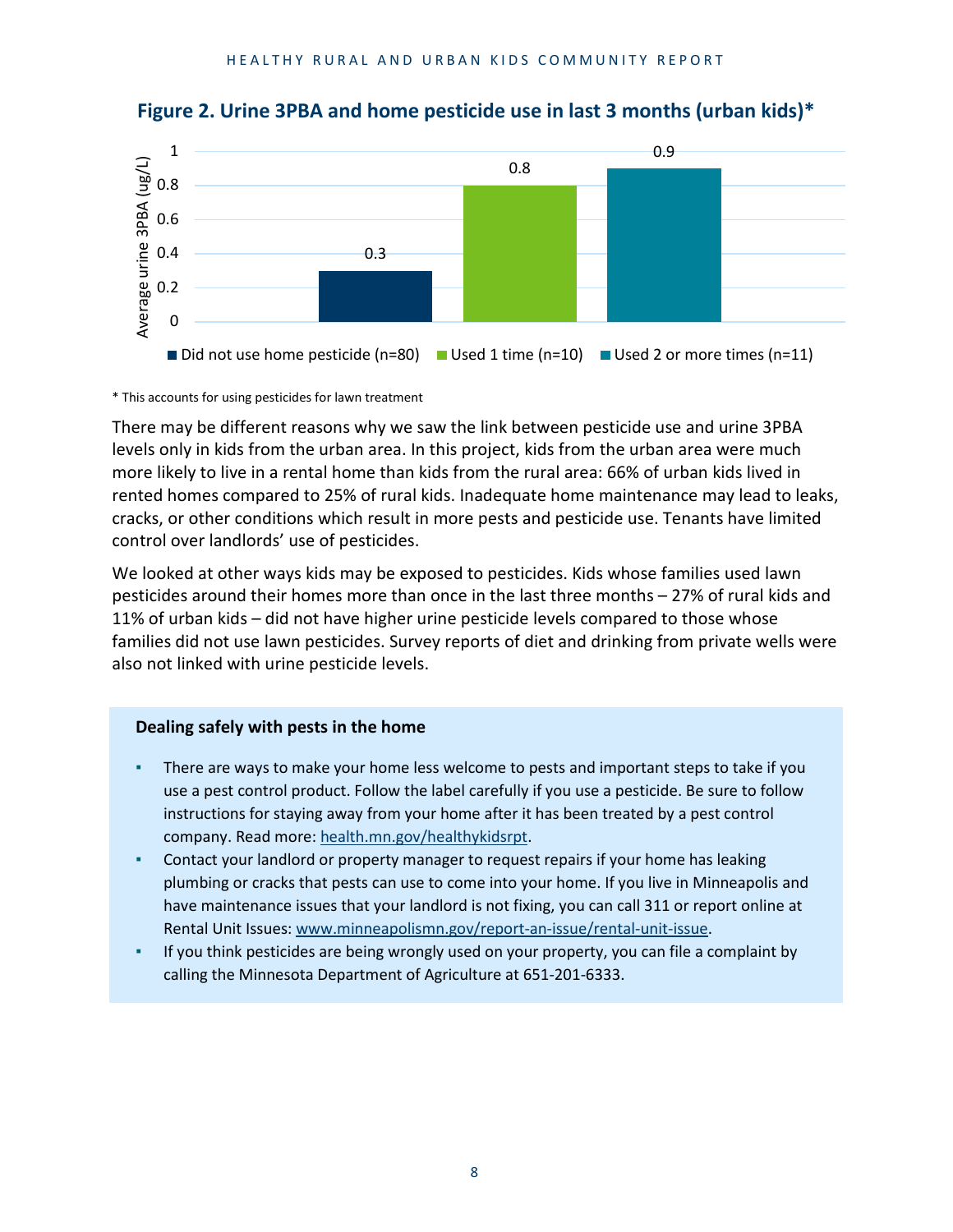## Figure 2. Urine 3PBA and home pesticide use in last 3 months (urban kids)*

| | Average urine 3PBA (ug/L) |
|---|---|
| Did not use home pesticide (n=80) | 0.3 |
| Used 1 time (n=10) | 0.8 |
| Used 2 or more times (n=11) | 0.9 |

* This accounts for using pesticides for lawn treatment

There may be different reasons why we saw the link between pesticide use and urine 3PBA levels only in kids from the urban area. In this project, kids from the urban area were much more likely to live in a rental home than kids from the rural area: 66% of urban kids lived in rented homes compared to 25% of rural kids. Inadequate home maintenance may lead to leaks, cracks, or other conditions which result in more pests and pesticide use. Tenants have limited control over landlords' use of pesticides.

We looked at other ways kids may be exposed to pesticides. Kids whose families used lawn pesticides around their homes more than once in the last three months – 27% of rural kids and 11% of urban kids – did not have higher urine pesticide levels compared to those whose families did not use lawn pesticides. Survey reports of diet and drinking from private wells were also not linked with urine pesticide levels.

**Dealing safely with pests in the home**

- There are ways to make your home less welcome to pests and important steps to take if you use a pest control product. Follow the label carefully if you use a pesticide. Be sure to follow instructions for staying away from your home after it has been treated by a pest control company. Read more: health.mn.gov/healthykidsrpt.
- Contact your landlord or property manager to request repairs if your home has leaking plumbing or cracks that pests can use to come into your home. If you live in Minneapolis and have maintenance issues that your landlord is not fixing, you can call 311 or report online at Rental Unit Issues: www.minneapolismn.gov/report-an-issue/rental-unit-issue.
- If you think pesticides are being wrongly used on your property, you can file a complaint by calling the Minnesota Department of Agriculture at 651-201-6333.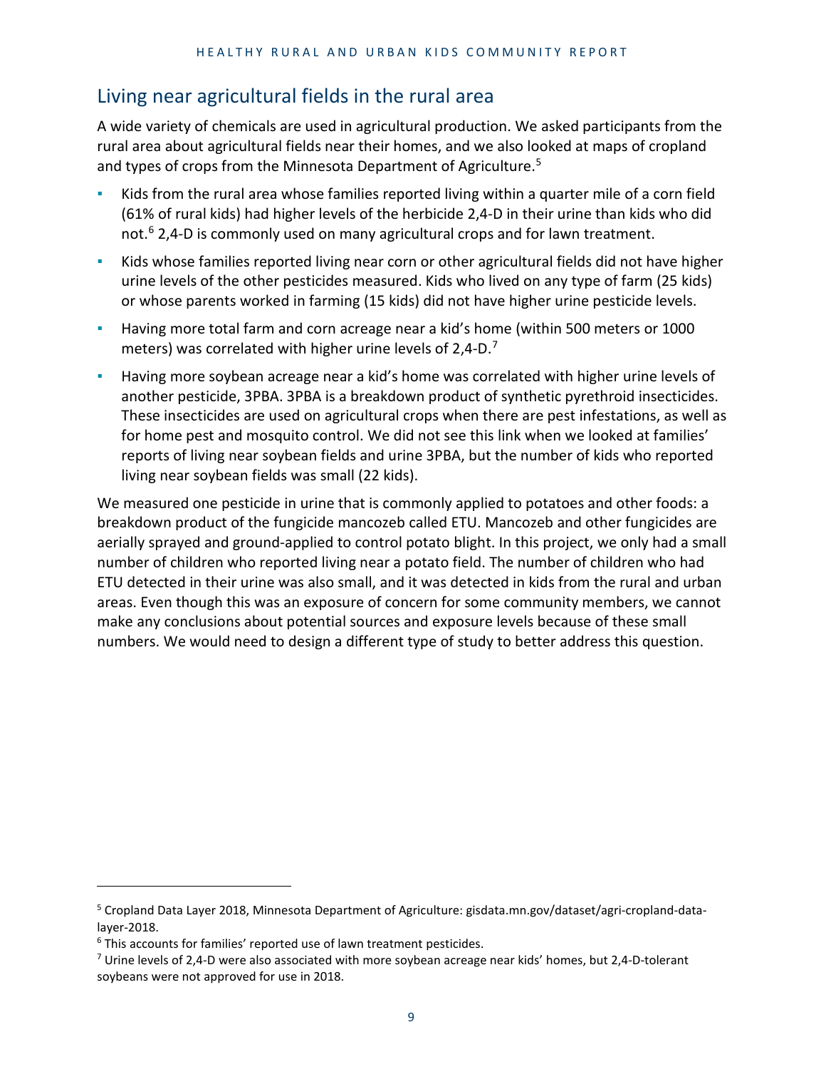## Living near agricultural fields in the rural area

A wide variety of chemicals are used in agricultural production. We asked participants from the rural area about agricultural fields near their homes, and we also looked at maps of cropland and types of crops from the Minnesota Department of Agriculture.[5]

- Kids from the rural area whose families reported living within a quarter mile of a corn field (61% of rural kids) had higher levels of the herbicide 2,4-D in their urine than kids who did not.[6] 2,4-D is commonly used on many agricultural crops and for lawn treatment.
- Kids whose families reported living near corn or other agricultural fields did not have higher urine levels of the other pesticides measured. Kids who lived on any type of farm (25 kids) or whose parents worked in farming (15 kids) did not have higher urine pesticide levels.
- Having more total farm and corn acreage near a kid's home (within 500 meters or 1000 meters) was correlated with higher urine levels of 2,4-D.[7]
- Having more soybean acreage near a kid's home was correlated with higher urine levels of another pesticide, 3PBA. 3PBA is a breakdown product of synthetic pyrethroid insecticides. These insecticides are used on agricultural crops when there are pest infestations, as well as for home pest and mosquito control. We did not see this link when we looked at families' reports of living near soybean fields and urine 3PBA, but the number of kids who reported living near soybean fields was small (22 kids).

We measured one pesticide in urine that is commonly applied to potatoes and other foods: a breakdown product of the fungicide mancozeb called ETU. Mancozeb and other fungicides are aerially sprayed and ground-applied to control potato blight. In this project, we only had a small number of children who reported living near a potato field. The number of children who had ETU detected in their urine was also small, and it was detected in kids from the rural and urban areas. Even though this was an exposure of concern for some community members, we cannot make any conclusions about potential sources and exposure levels because of these small numbers. We would need to design a different type of study to better address this question.

---

[5] Cropland Data Layer 2018, Minnesota Department of Agriculture: gisdata.mn.gov/dataset/agri-cropland-data-layer-2018.

[6] This accounts for families' reported use of lawn treatment pesticides.

[7] Urine levels of 2,4-D were also associated with more soybean acreage near kids' homes, but 2,4-D-tolerant soybeans were not approved for use in 2018.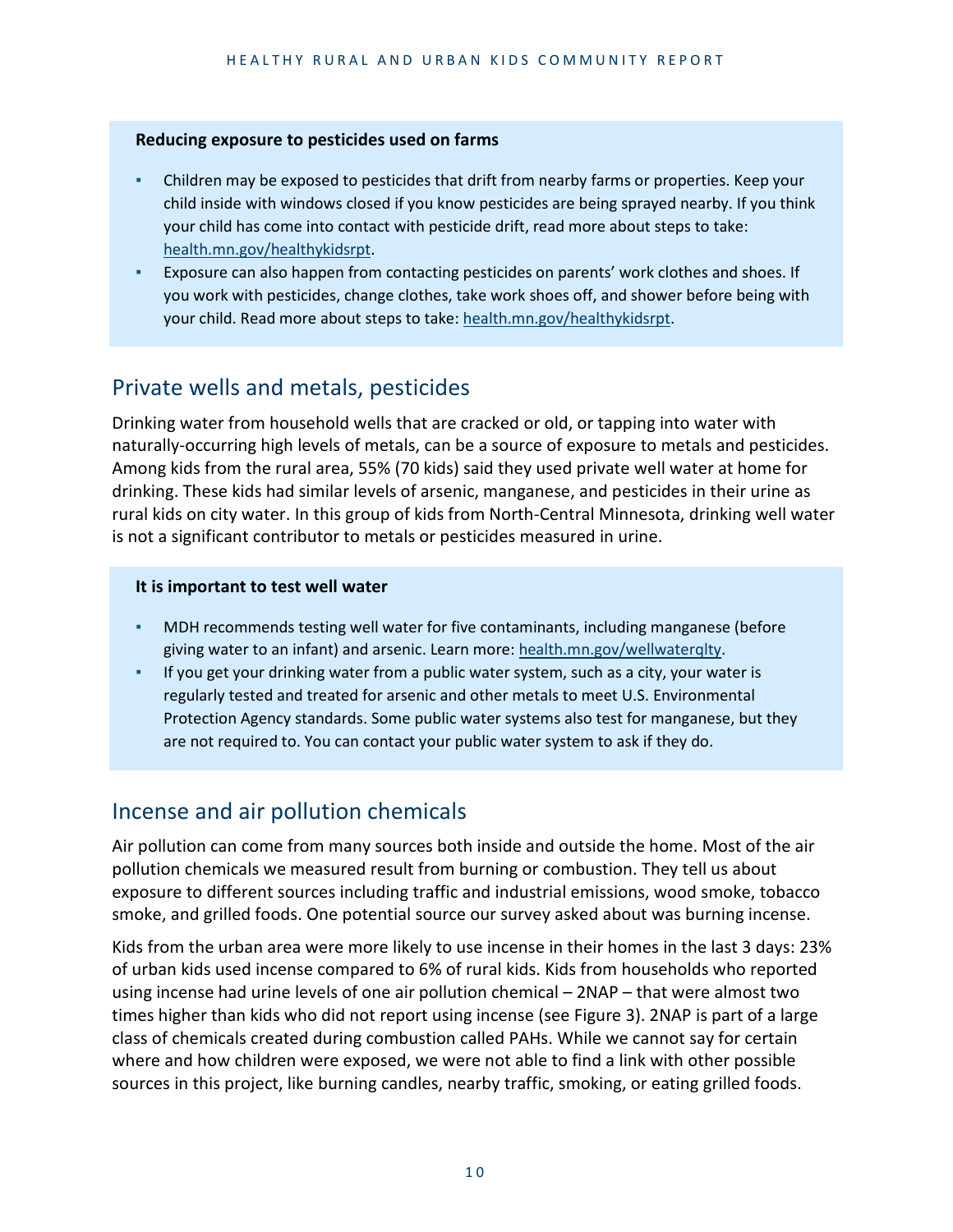**Reducing exposure to pesticides used on farms**

- Children may be exposed to pesticides that drift from nearby farms or properties. Keep your child inside with windows closed if you know pesticides are being sprayed nearby. If you think your child has come into contact with pesticide drift, read more about steps to take: health.mn.gov/healthykidsrpt.
- Exposure can also happen from contacting pesticides on parents' work clothes and shoes. If you work with pesticides, change clothes, take work shoes off, and shower before being with your child. Read more about steps to take: health.mn.gov/healthykidsrpt.

## Private wells and metals, pesticides

Drinking water from household wells that are cracked or old, or tapping into water with naturally-occurring high levels of metals, can be a source of exposure to metals and pesticides. Among kids from the rural area, 55% (70 kids) said they used private well water at home for drinking. These kids had similar levels of arsenic, manganese, and pesticides in their urine as rural kids on city water. In this group of kids from North-Central Minnesota, drinking well water is not a significant contributor to metals or pesticides measured in urine.

**It is important to test well water**

- MDH recommends testing well water for five contaminants, including manganese (before giving water to an infant) and arsenic. Learn more: health.mn.gov/wellwaterqlty.
- If you get your drinking water from a public water system, such as a city, your water is regularly tested and treated for arsenic and other metals to meet U.S. Environmental Protection Agency standards. Some public water systems also test for manganese, but they are not required to. You can contact your public water system to ask if they do.

## Incense and air pollution chemicals

Air pollution can come from many sources both inside and outside the home. Most of the air pollution chemicals we measured result from burning or combustion. They tell us about exposure to different sources including traffic and industrial emissions, wood smoke, tobacco smoke, and grilled foods. One potential source our survey asked about was burning incense.

Kids from the urban area were more likely to use incense in their homes in the last 3 days: 23% of urban kids used incense compared to 6% of rural kids. Kids from households who reported using incense had urine levels of one air pollution chemical – 2NAP – that were almost two times higher than kids who did not report using incense (see Figure 3). 2NAP is part of a large class of chemicals created during combustion called PAHs. While we cannot say for certain where and how children were exposed, we were not able to find a link with other possible sources in this project, like burning candles, nearby traffic, smoking, or eating grilled foods.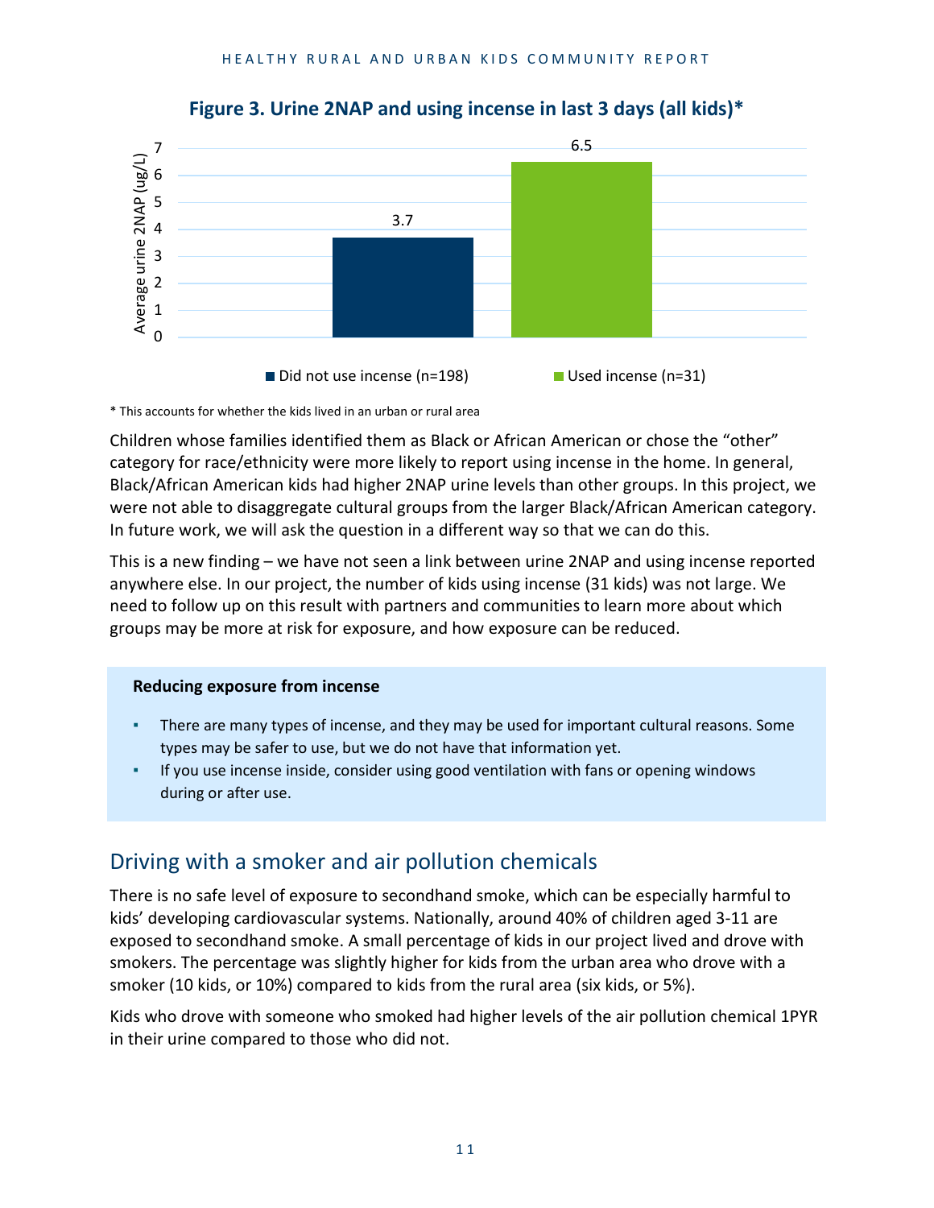**Figure 3. Urine 2NAP and using incense in last 3 days (all kids)***

| | Average urine 2NAP (ug/L) |
|---|---|
| Did not use incense (n=198) | 3.7 |
| Used incense (n=31) | 6.5 |

* This accounts for whether the kids lived in an urban or rural area

Children whose families identified them as Black or African American or chose the "other" category for race/ethnicity were more likely to report using incense in the home. In general, Black/African American kids had higher 2NAP urine levels than other groups. In this project, we were not able to disaggregate cultural groups from the larger Black/African American category. In future work, we will ask the question in a different way so that we can do this.

This is a new finding – we have not seen a link between urine 2NAP and using incense reported anywhere else. In our project, the number of kids using incense (31 kids) was not large. We need to follow up on this result with partners and communities to learn more about which groups may be more at risk for exposure, and how exposure can be reduced.

**Reducing exposure from incense**

- There are many types of incense, and they may be used for important cultural reasons. Some types may be safer to use, but we do not have that information yet.
- If you use incense inside, consider using good ventilation with fans or opening windows during or after use.

## Driving with a smoker and air pollution chemicals

There is no safe level of exposure to secondhand smoke, which can be especially harmful to kids' developing cardiovascular systems. Nationally, around 40% of children aged 3-11 are exposed to secondhand smoke. A small percentage of kids in our project lived and drove with smokers. The percentage was slightly higher for kids from the urban area who drove with a smoker (10 kids, or 10%) compared to kids from the rural area (six kids, or 5%).

Kids who drove with someone who smoked had higher levels of the air pollution chemical 1PYR in their urine compared to those who did not.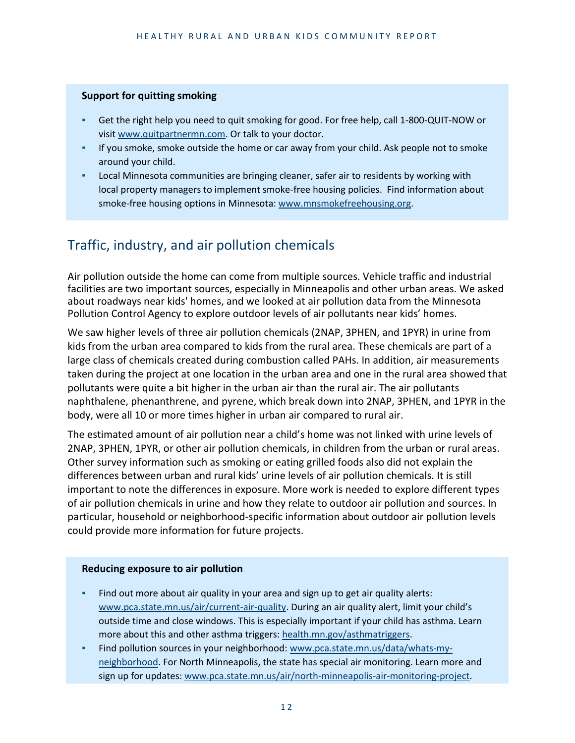**Support for quitting smoking**

- Get the right help you need to quit smoking for good. For free help, call 1-800-QUIT-NOW or visit www.quitpartnermn.com. Or talk to your doctor.
- If you smoke, smoke outside the home or car away from your child. Ask people not to smoke around your child.
- Local Minnesota communities are bringing cleaner, safer air to residents by working with local property managers to implement smoke-free housing policies. Find information about smoke-free housing options in Minnesota: www.mnsmokefreehousing.org.

## Traffic, industry, and air pollution chemicals

Air pollution outside the home can come from multiple sources. Vehicle traffic and industrial facilities are two important sources, especially in Minneapolis and other urban areas. We asked about roadways near kids' homes, and we looked at air pollution data from the Minnesota Pollution Control Agency to explore outdoor levels of air pollutants near kids' homes.

We saw higher levels of three air pollution chemicals (2NAP, 3PHEN, and 1PYR) in urine from kids from the urban area compared to kids from the rural area. These chemicals are part of a large class of chemicals created during combustion called PAHs. In addition, air measurements taken during the project at one location in the urban area and one in the rural area showed that pollutants were quite a bit higher in the urban air than the rural air. The air pollutants naphthalene, phenanthrene, and pyrene, which break down into 2NAP, 3PHEN, and 1PYR in the body, were all 10 or more times higher in urban air compared to rural air.

The estimated amount of air pollution near a child's home was not linked with urine levels of 2NAP, 3PHEN, 1PYR, or other air pollution chemicals, in children from the urban or rural areas. Other survey information such as smoking or eating grilled foods also did not explain the differences between urban and rural kids' urine levels of air pollution chemicals. It is still important to note the differences in exposure. More work is needed to explore different types of air pollution chemicals in urine and how they relate to outdoor air pollution and sources. In particular, household or neighborhood-specific information about outdoor air pollution levels could provide more information for future projects.

**Reducing exposure to air pollution**

- Find out more about air quality in your area and sign up to get air quality alerts: www.pca.state.mn.us/air/current-air-quality. During an air quality alert, limit your child's outside time and close windows. This is especially important if your child has asthma. Learn more about this and other asthma triggers: health.mn.gov/asthmatriggers.
- Find pollution sources in your neighborhood: www.pca.state.mn.us/data/whats-my-neighborhood. For North Minneapolis, the state has special air monitoring. Learn more and sign up for updates: www.pca.state.mn.us/air/north-minneapolis-air-monitoring-project.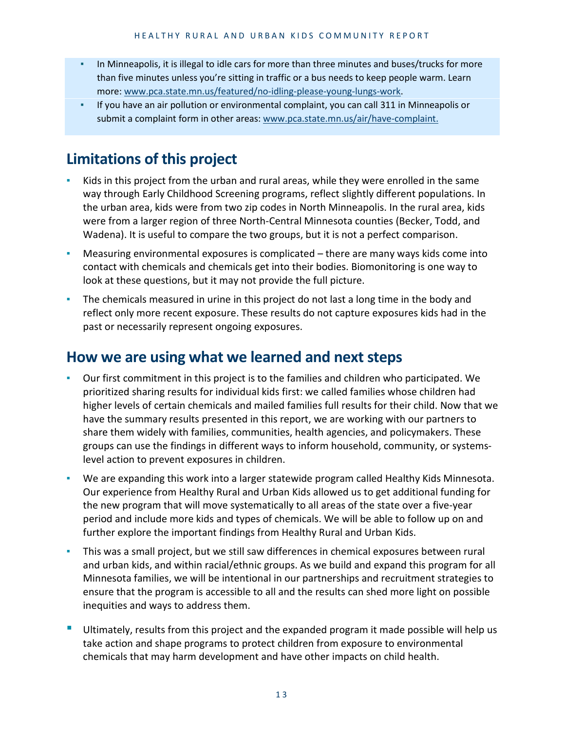- In Minneapolis, it is illegal to idle cars for more than three minutes and buses/trucks for more than five minutes unless you're sitting in traffic or a bus needs to keep people warm. Learn more: [www.pca.state.mn.us/featured/no-idling-please-young-lungs-work](www.pca.state.mn.us/featured/no-idling-please-young-lungs-work).
- If you have an air pollution or environmental complaint, you can call 311 in Minneapolis or submit a complaint form in other areas: [www.pca.state.mn.us/air/have-complaint.](www.pca.state.mn.us/air/have-complaint)

## Limitations of this project

- Kids in this project from the urban and rural areas, while they were enrolled in the same way through Early Childhood Screening programs, reflect slightly different populations. In the urban area, kids were from two zip codes in North Minneapolis. In the rural area, kids were from a larger region of three North-Central Minnesota counties (Becker, Todd, and Wadena). It is useful to compare the two groups, but it is not a perfect comparison.
- Measuring environmental exposures is complicated – there are many ways kids come into contact with chemicals and chemicals get into their bodies. Biomonitoring is one way to look at these questions, but it may not provide the full picture.
- The chemicals measured in urine in this project do not last a long time in the body and reflect only more recent exposure. These results do not capture exposures kids had in the past or necessarily represent ongoing exposures.

## How we are using what we learned and next steps

- Our first commitment in this project is to the families and children who participated. We prioritized sharing results for individual kids first: we called families whose children had higher levels of certain chemicals and mailed families full results for their child. Now that we have the summary results presented in this report, we are working with our partners to share them widely with families, communities, health agencies, and policymakers. These groups can use the findings in different ways to inform household, community, or systems-level action to prevent exposures in children.
- We are expanding this work into a larger statewide program called Healthy Kids Minnesota. Our experience from Healthy Rural and Urban Kids allowed us to get additional funding for the new program that will move systematically to all areas of the state over a five-year period and include more kids and types of chemicals. We will be able to follow up on and further explore the important findings from Healthy Rural and Urban Kids.
- This was a small project, but we still saw differences in chemical exposures between rural and urban kids, and within racial/ethnic groups. As we build and expand this program for all Minnesota families, we will be intentional in our partnerships and recruitment strategies to ensure that the program is accessible to all and the results can shed more light on possible inequities and ways to address them.
- Ultimately, results from this project and the expanded program it made possible will help us take action and shape programs to protect children from exposure to environmental chemicals that may harm development and have other impacts on child health.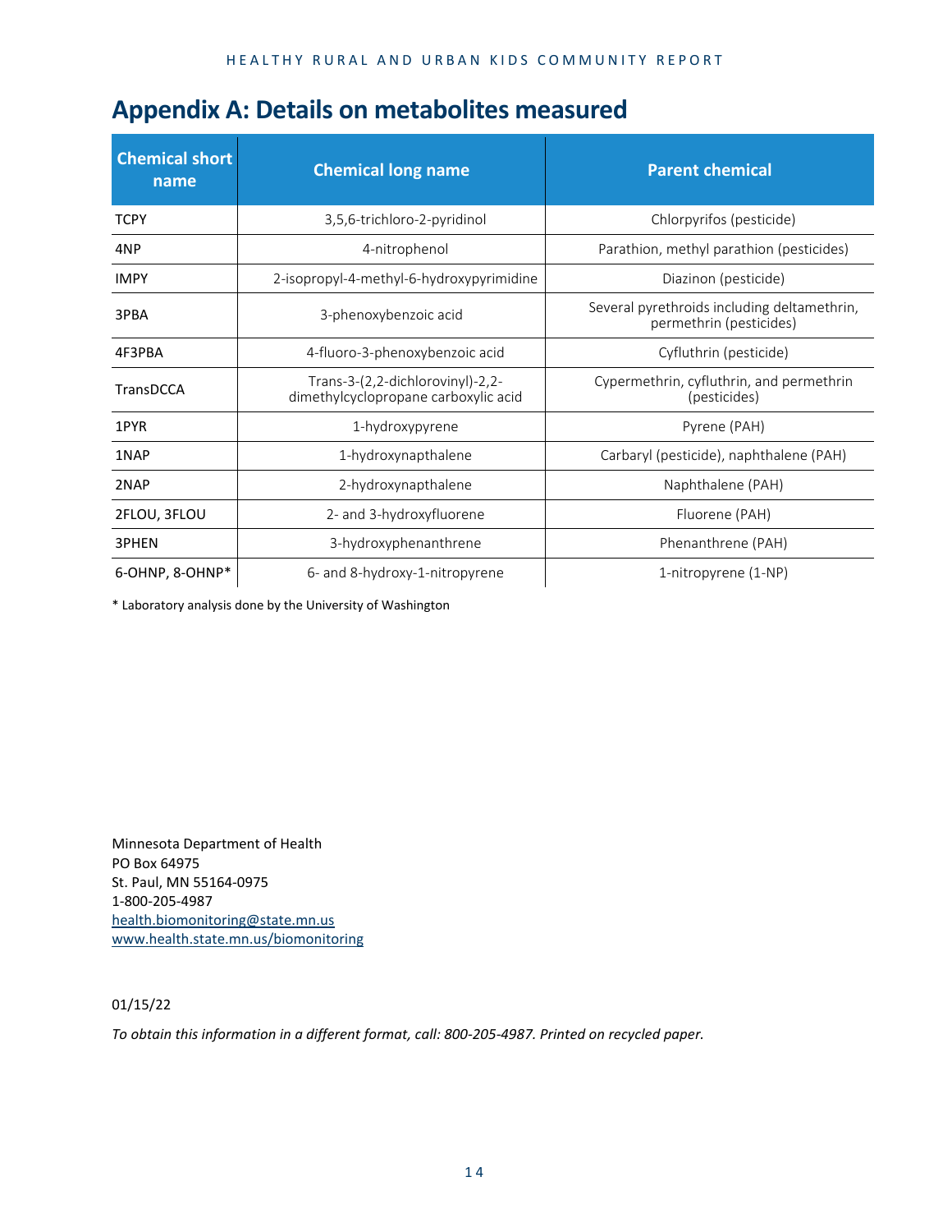# Appendix A: Details on metabolites measured

| Chemical short name | Chemical long name | Parent chemical |
|---|---|---|
| TCPY | 3,5,6-trichloro-2-pyridinol | Chlorpyrifos (pesticide) |
| 4NP | 4-nitrophenol | Parathion, methyl parathion (pesticides) |
| IMPY | 2-isopropyl-4-methyl-6-hydroxypyrimidine | Diazinon (pesticide) |
| 3PBA | 3-phenoxybenzoic acid | Several pyrethroids including deltamethrin, permethrin (pesticides) |
| 4F3PBA | 4-fluoro-3-phenoxybenzoic acid | Cyfluthrin (pesticide) |
| TransDCCA | Trans-3-(2,2-dichlorovinyl)-2,2-dimethylcyclopropane carboxylic acid | Cypermethrin, cyfluthrin, and permethrin (pesticides) |
| 1PYR | 1-hydroxypyrene | Pyrene (PAH) |
| 1NAP | 1-hydroxynapthalene | Carbaryl (pesticide), naphthalene (PAH) |
| 2NAP | 2-hydroxynapthalene | Naphthalene (PAH) |
| 2FLOU, 3FLOU | 2- and 3-hydroxyfluorene | Fluorene (PAH) |
| 3PHEN | 3-hydroxyphenanthrene | Phenanthrene (PAH) |
| 6-OHNP, 8-OHNP* | 6- and 8-hydroxy-1-nitropyrene | 1-nitropyrene (1-NP) |

\* Laboratory analysis done by the University of Washington

Minnesota Department of Health
PO Box 64975
St. Paul, MN 55164-0975
1-800-205-4987
health.biomonitoring@state.mn.us
www.health.state.mn.us/biomonitoring

01/15/22

*To obtain this information in a different format, call: 800-205-4987. Printed on recycled paper.*